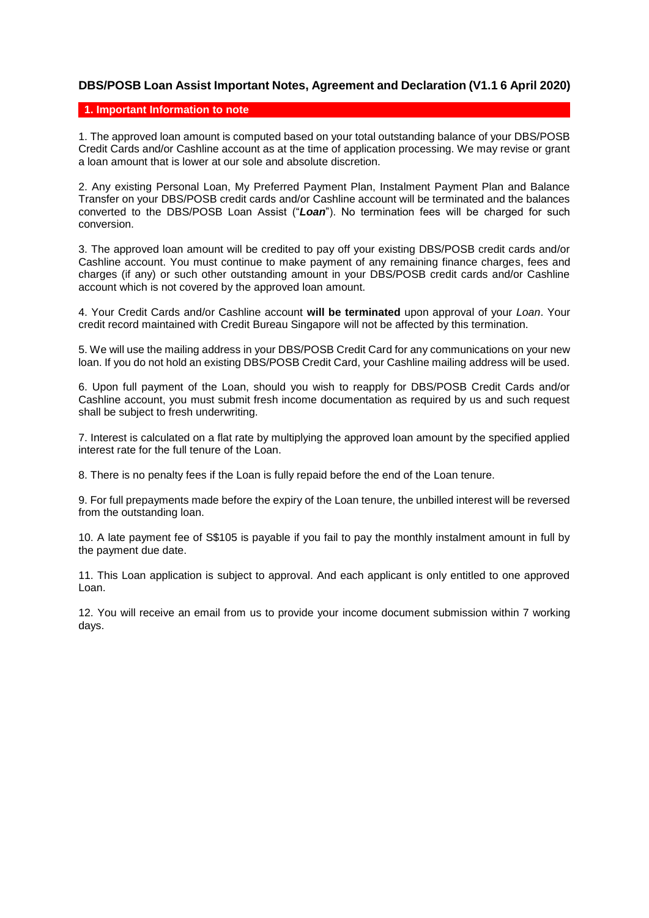# DBS/POSB Loan Assist Important Notes, Agreement and Declaration (V1.1 6 April 2020)

## 1. Important Information to note

1. The approved loan amount is computed based on your total outstanding balance of your DBS/POSB Credit Cards and/or Cashline account as at the time of application processing. We may revise or grant a loan amount that is lower at our sole and absolute discretion.

2. Any existing Personal Loan, My Preferred Payment Plan, Instalment Payment Plan and Balance Transfer on your DBS/POSB credit cards and/or Cashline account will be terminated and the balances converted to the DBS/POSB Loan Assist ("***Loan***"). No termination fees will be charged for such conversion.

3. The approved loan amount will be credited to pay off your existing DBS/POSB credit cards and/or Cashline account. You must continue to make payment of any remaining finance charges, fees and charges (if any) or such other outstanding amount in your DBS/POSB credit cards and/or Cashline account which is not covered by the approved loan amount.

4. Your Credit Cards and/or Cashline account **will be terminated** upon approval of your *Loan*. Your credit record maintained with Credit Bureau Singapore will not be affected by this termination.

5. We will use the mailing address in your DBS/POSB Credit Card for any communications on your new loan. If you do not hold an existing DBS/POSB Credit Card, your Cashline mailing address will be used.

6. Upon full payment of the Loan, should you wish to reapply for DBS/POSB Credit Cards and/or Cashline account, you must submit fresh income documentation as required by us and such request shall be subject to fresh underwriting.

7. Interest is calculated on a flat rate by multiplying the approved loan amount by the specified applied interest rate for the full tenure of the Loan.

8. There is no penalty fees if the Loan is fully repaid before the end of the Loan tenure.

9. For full prepayments made before the expiry of the Loan tenure, the unbilled interest will be reversed from the outstanding loan.

10. A late payment fee of S$105 is payable if you fail to pay the monthly instalment amount in full by the payment due date.

11. This Loan application is subject to approval. And each applicant is only entitled to one approved Loan.

12. You will receive an email from us to provide your income document submission within 7 working days.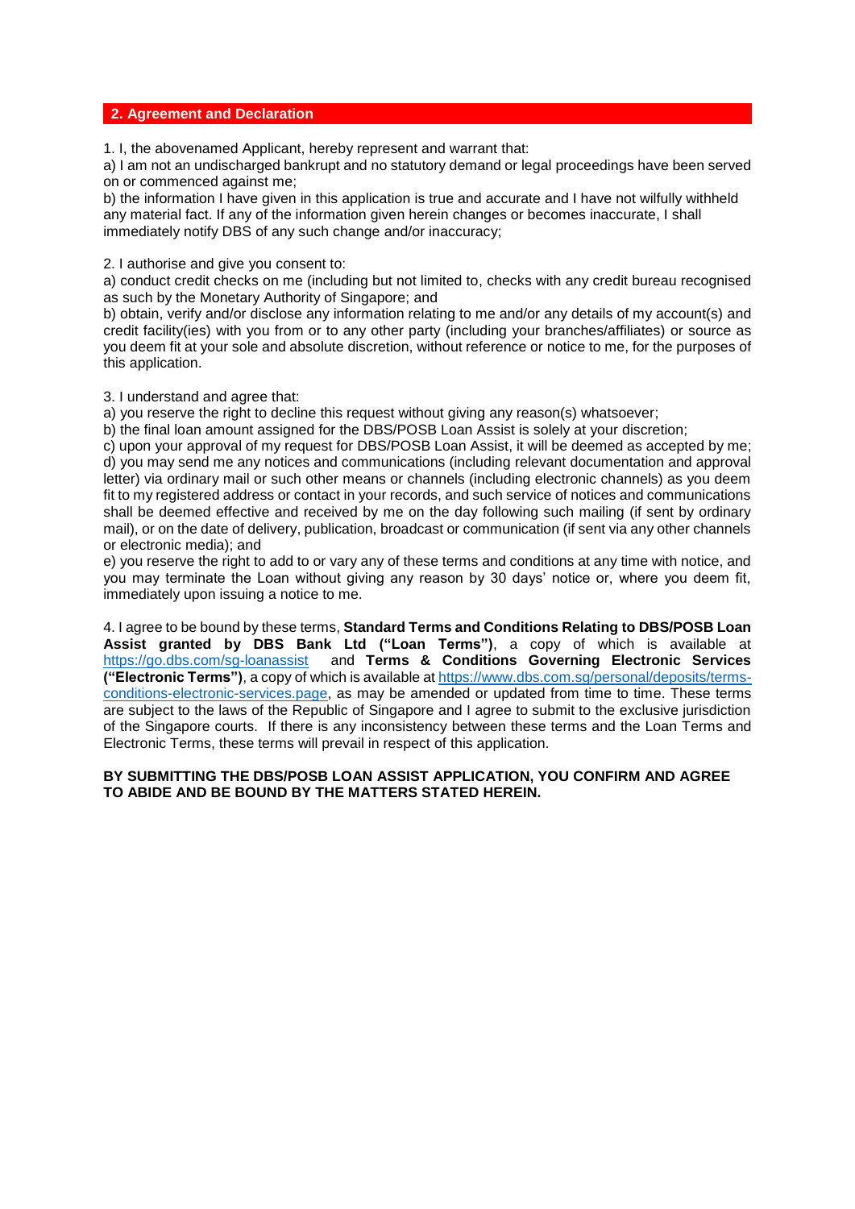## 2. Agreement and Declaration

1. I, the abovenamed Applicant, hereby represent and warrant that:

a) I am not an undischarged bankrupt and no statutory demand or legal proceedings have been served on or commenced against me;

b) the information I have given in this application is true and accurate and I have not wilfully withheld any material fact. If any of the information given herein changes or becomes inaccurate, I shall immediately notify DBS of any such change and/or inaccuracy;

2. I authorise and give you consent to:

a) conduct credit checks on me (including but not limited to, checks with any credit bureau recognised as such by the Monetary Authority of Singapore; and

b) obtain, verify and/or disclose any information relating to me and/or any details of my account(s) and credit facility(ies) with you from or to any other party (including your branches/affiliates) or source as you deem fit at your sole and absolute discretion, without reference or notice to me, for the purposes of this application.

3. I understand and agree that:

a) you reserve the right to decline this request without giving any reason(s) whatsoever;

b) the final loan amount assigned for the DBS/POSB Loan Assist is solely at your discretion;

c) upon your approval of my request for DBS/POSB Loan Assist, it will be deemed as accepted by me;

d) you may send me any notices and communications (including relevant documentation and approval letter) via ordinary mail or such other means or channels (including electronic channels) as you deem fit to my registered address or contact in your records, and such service of notices and communications shall be deemed effective and received by me on the day following such mailing (if sent by ordinary mail), or on the date of delivery, publication, broadcast or communication (if sent via any other channels or electronic media); and

e) you reserve the right to add to or vary any of these terms and conditions at any time with notice, and you may terminate the Loan without giving any reason by 30 days' notice or, where you deem fit, immediately upon issuing a notice to me.

4. I agree to be bound by these terms, **Standard Terms and Conditions Relating to DBS/POSB Loan Assist granted by DBS Bank Ltd ("Loan Terms")**, a copy of which is available at https://go.dbs.com/sg-loanassist and **Terms & Conditions Governing Electronic Services ("Electronic Terms")**, a copy of which is available at https://www.dbs.com.sg/personal/deposits/terms-conditions-electronic-services.page, as may be amended or updated from time to time. These terms are subject to the laws of the Republic of Singapore and I agree to submit to the exclusive jurisdiction of the Singapore courts. If there is any inconsistency between these terms and the Loan Terms and Electronic Terms, these terms will prevail in respect of this application.

**BY SUBMITTING THE DBS/POSB LOAN ASSIST APPLICATION, YOU CONFIRM AND AGREE TO ABIDE AND BE BOUND BY THE MATTERS STATED HEREIN.**